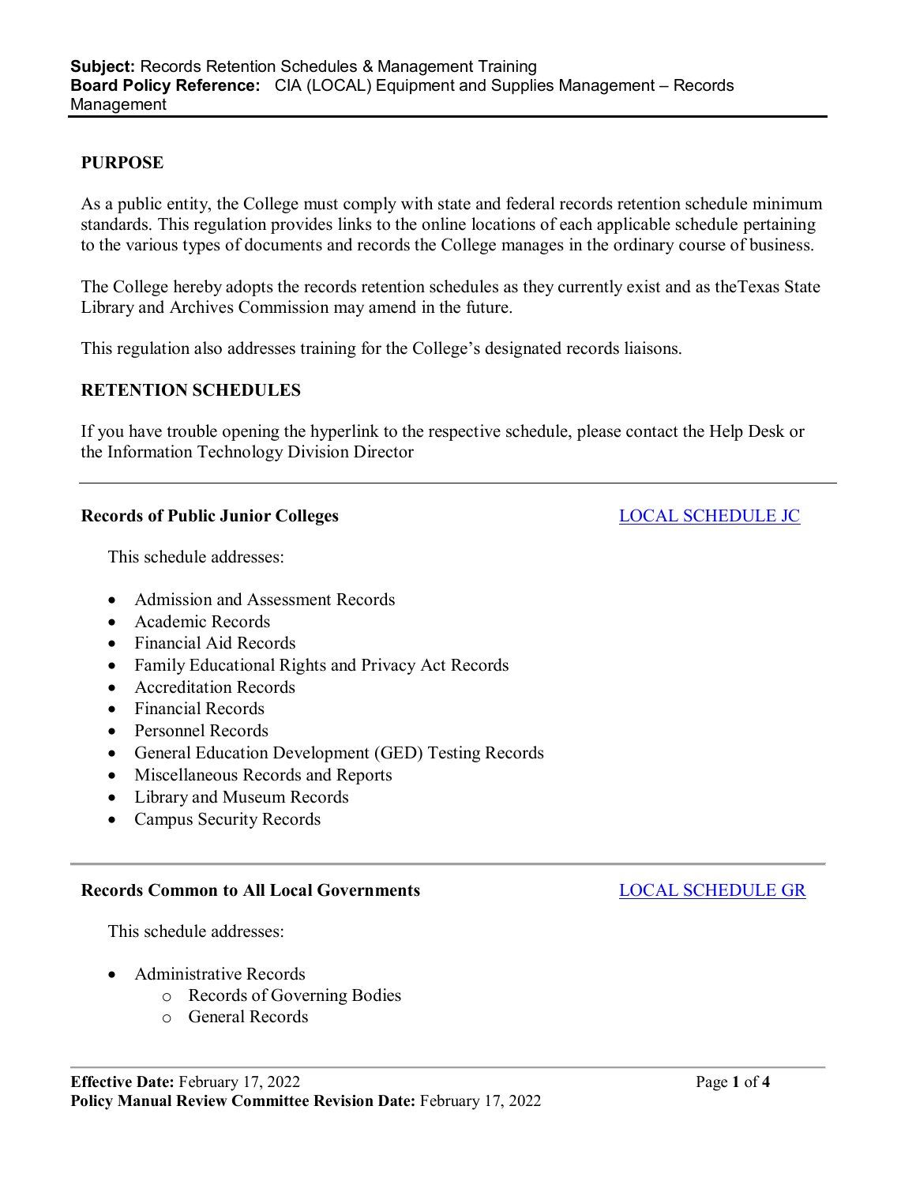**Subject:** Records Retention Schedules & Management Training
**Board Policy Reference:** CIA (LOCAL) Equipment and Supplies Management – Records Management

## PURPOSE

As a public entity, the College must comply with state and federal records retention schedule minimum standards. This regulation provides links to the online locations of each applicable schedule pertaining to the various types of documents and records the College manages in the ordinary course of business.

The College hereby adopts the records retention schedules as they currently exist and as theTexas State Library and Archives Commission may amend in the future.

This regulation also addresses training for the College's designated records liaisons.

## RETENTION SCHEDULES

If you have trouble opening the hyperlink to the respective schedule, please contact the Help Desk or the Information Technology Division Director

---

### Records of Public Junior Colleges — LOCAL SCHEDULE JC

This schedule addresses:

- Admission and Assessment Records
- Academic Records
- Financial Aid Records
- Family Educational Rights and Privacy Act Records
- Accreditation Records
- Financial Records
- Personnel Records
- General Education Development (GED) Testing Records
- Miscellaneous Records and Reports
- Library and Museum Records
- Campus Security Records

---

### Records Common to All Local Governments — LOCAL SCHEDULE GR

This schedule addresses:

- Administrative Records
    - Records of Governing Bodies
    - General Records

**Effective Date:** February 17, 2022
**Policy Manual Review Committee Revision Date:** February 17, 2022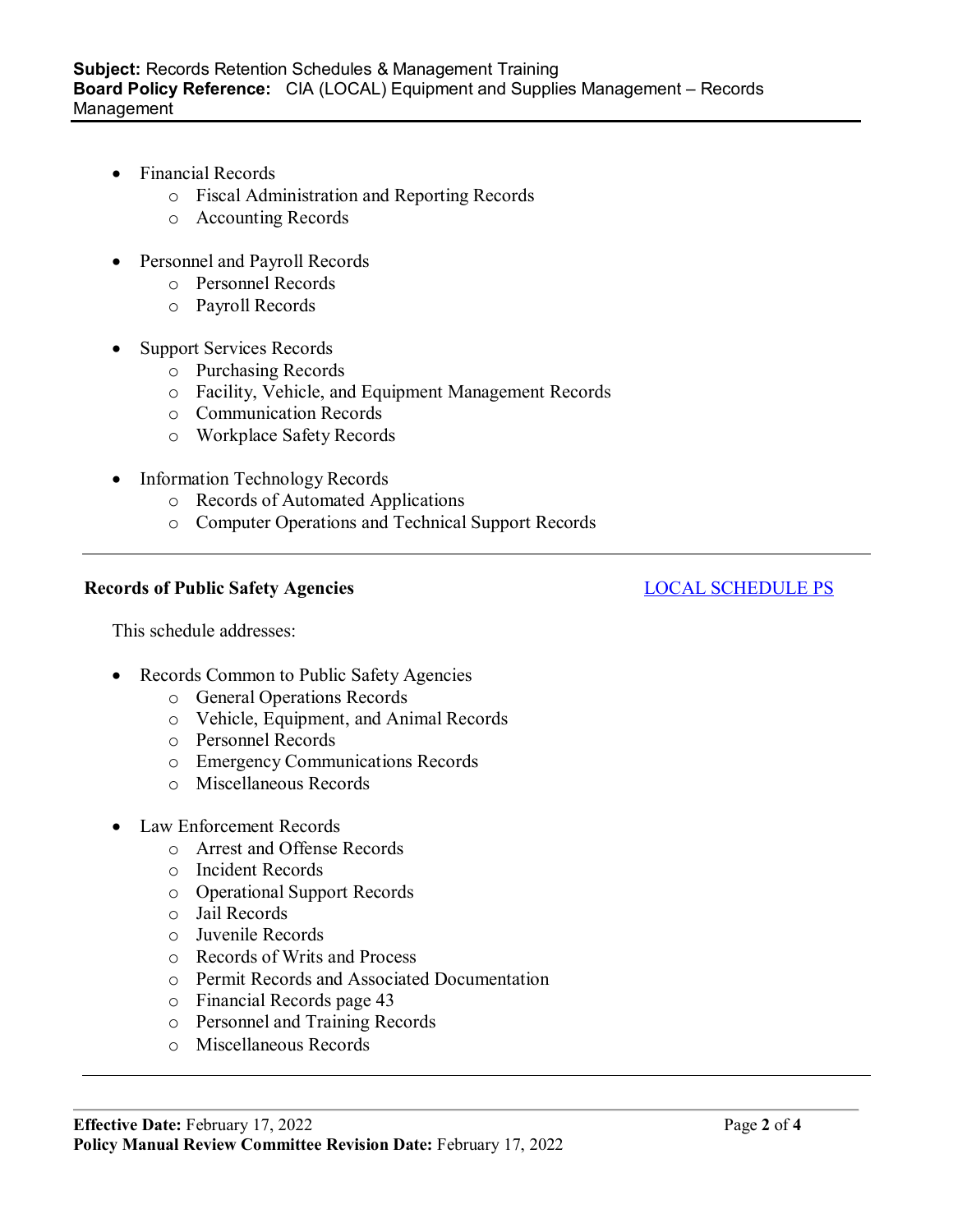- Financial Records
    - Fiscal Administration and Reporting Records
    - Accounting Records

- Personnel and Payroll Records
    - Personnel Records
    - Payroll Records

- Support Services Records
    - Purchasing Records
    - Facility, Vehicle, and Equipment Management Records
    - Communication Records
    - Workplace Safety Records

- Information Technology Records
    - Records of Automated Applications
    - Computer Operations and Technical Support Records

---

**Records of Public Safety Agencies** LOCAL SCHEDULE PS

This schedule addresses:

- Records Common to Public Safety Agencies
    - General Operations Records
    - Vehicle, Equipment, and Animal Records
    - Personnel Records
    - Emergency Communications Records
    - Miscellaneous Records

- Law Enforcement Records
    - Arrest and Offense Records
    - Incident Records
    - Operational Support Records
    - Jail Records
    - Juvenile Records
    - Records of Writs and Process
    - Permit Records and Associated Documentation
    - Financial Records page 43
    - Personnel and Training Records
    - Miscellaneous Records

---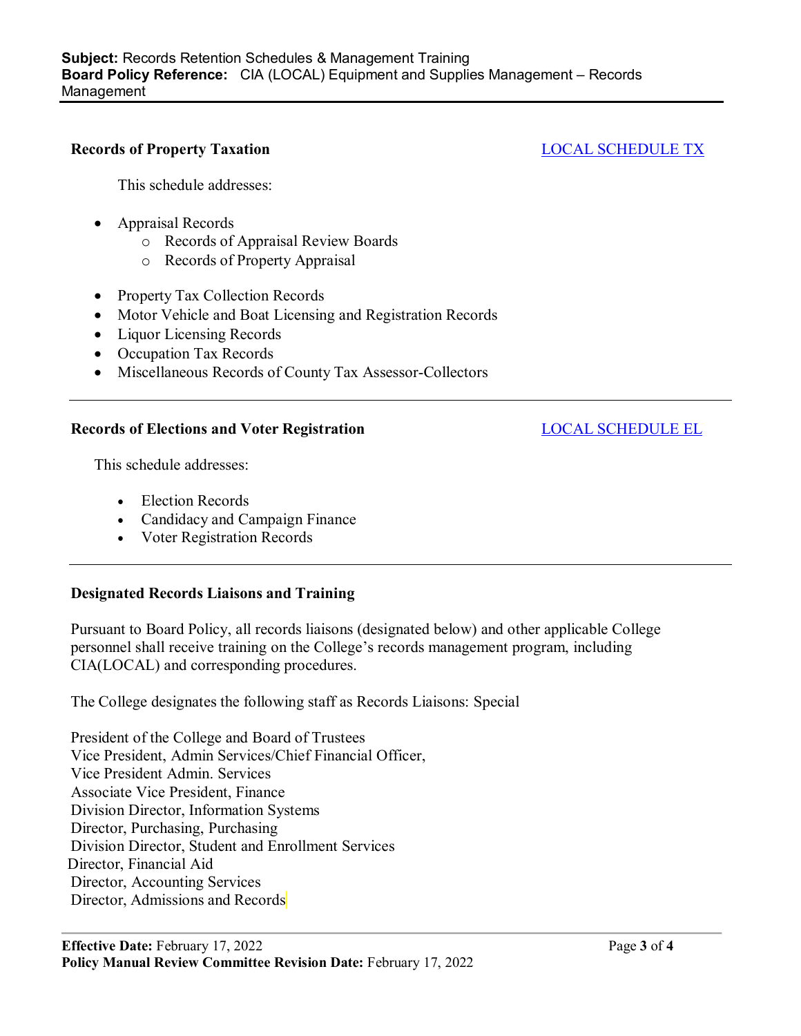### Records of Property Taxation

LOCAL SCHEDULE TX

This schedule addresses:

- Appraisal Records
  - Records of Appraisal Review Boards
  - Records of Property Appraisal
- Property Tax Collection Records
- Motor Vehicle and Boat Licensing and Registration Records
- Liquor Licensing Records
- Occupation Tax Records
- Miscellaneous Records of County Tax Assessor-Collectors

---

### Records of Elections and Voter Registration

LOCAL SCHEDULE EL

This schedule addresses:

- Election Records
- Candidacy and Campaign Finance
- Voter Registration Records

---

### Designated Records Liaisons and Training

Pursuant to Board Policy, all records liaisons (designated below) and other applicable College personnel shall receive training on the College's records management program, including CIA(LOCAL) and corresponding procedures.

The College designates the following staff as Records Liaisons: Special

President of the College and Board of Trustees
Vice President, Admin Services/Chief Financial Officer,
Vice President Admin. Services
Associate Vice President, Finance
Division Director, Information Systems
Director, Purchasing, Purchasing
Division Director, Student and Enrollment Services
Director, Financial Aid
Director, Accounting Services
Director, Admissions and Records

**Effective Date:** February 17, 2022
**Policy Manual Review Committee Revision Date:** February 17, 2022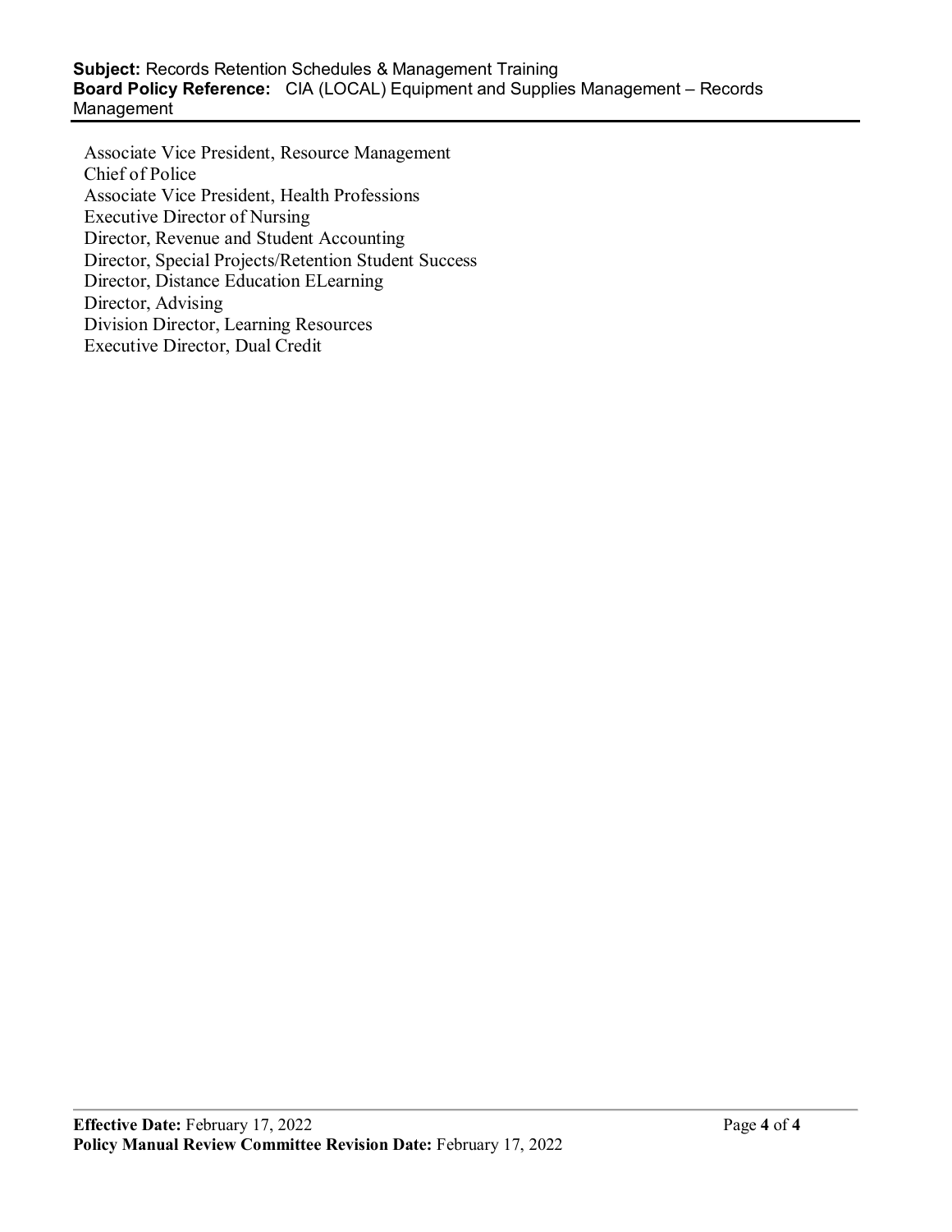Associate Vice President, Resource Management
Chief of Police
Associate Vice President, Health Professions
Executive Director of Nursing
Director, Revenue and Student Accounting
Director, Special Projects/Retention Student Success
Director, Distance Education ELearning
Director, Advising
Division Director, Learning Resources
Executive Director, Dual Credit